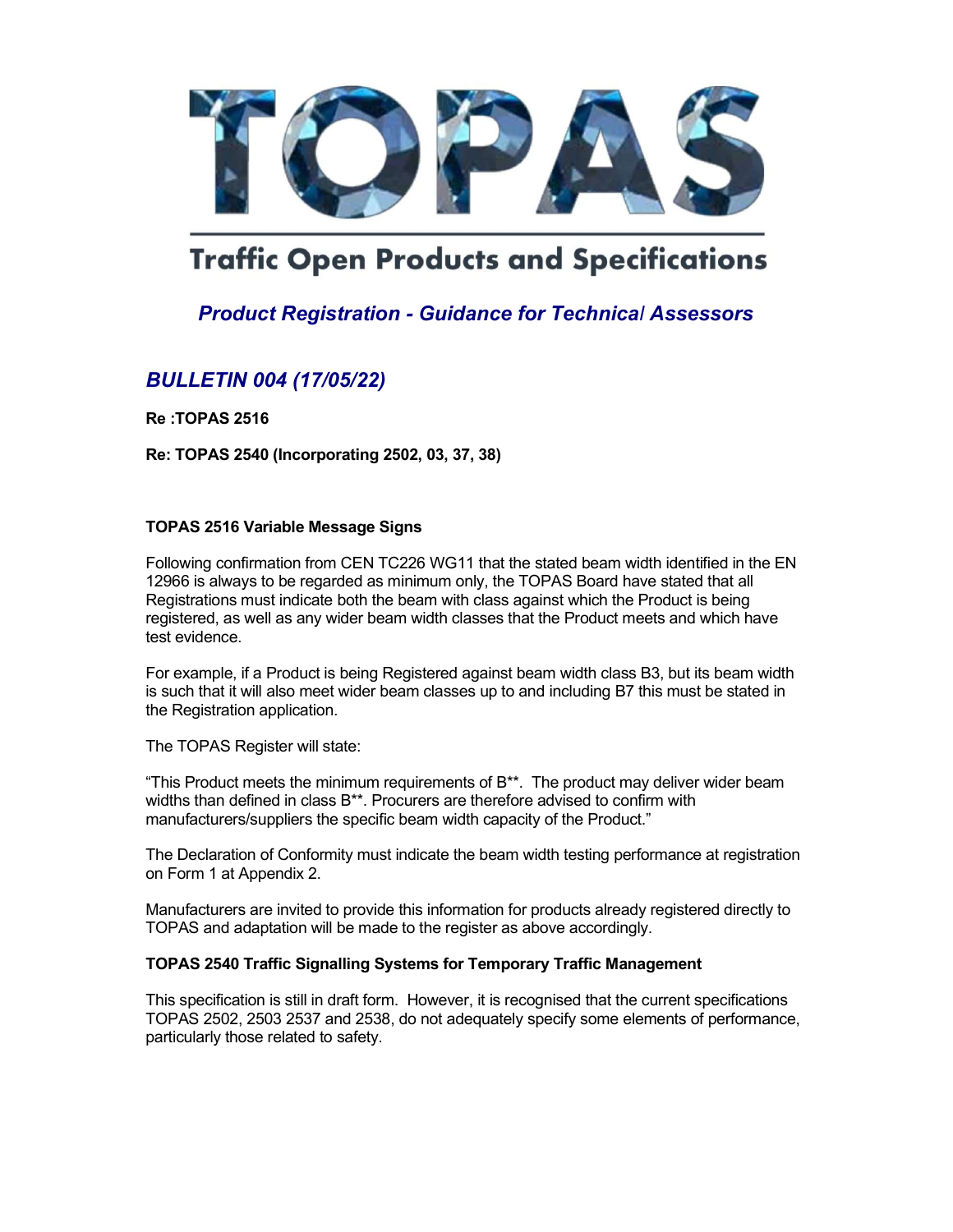# TOPAS

## Traffic Open Products and Specifications

### *Product Registration - Guidance for Technical Assessors*

## *BULLETIN 004 (17/05/22)*

**Re :TOPAS 2516**

**Re: TOPAS 2540 (Incorporating 2502, 03, 37, 38)**

**TOPAS 2516 Variable Message Signs**

Following confirmation from CEN TC226 WG11 that the stated beam width identified in the EN 12966 is always to be regarded as minimum only, the TOPAS Board have stated that all Registrations must indicate both the beam with class against which the Product is being registered, as well as any wider beam width classes that the Product meets and which have test evidence.

For example, if a Product is being Registered against beam width class B3, but its beam width is such that it will also meet wider beam classes up to and including B7 this must be stated in the Registration application.

The TOPAS Register will state:

"This Product meets the minimum requirements of B**. The product may deliver wider beam widths than defined in class B**. Procurers are therefore advised to confirm with manufacturers/suppliers the specific beam width capacity of the Product."

The Declaration of Conformity must indicate the beam width testing performance at registration on Form 1 at Appendix 2.

Manufacturers are invited to provide this information for products already registered directly to TOPAS and adaptation will be made to the register as above accordingly.

**TOPAS 2540 Traffic Signalling Systems for Temporary Traffic Management**

This specification is still in draft form. However, it is recognised that the current specifications TOPAS 2502, 2503 2537 and 2538, do not adequately specify some elements of performance, particularly those related to safety.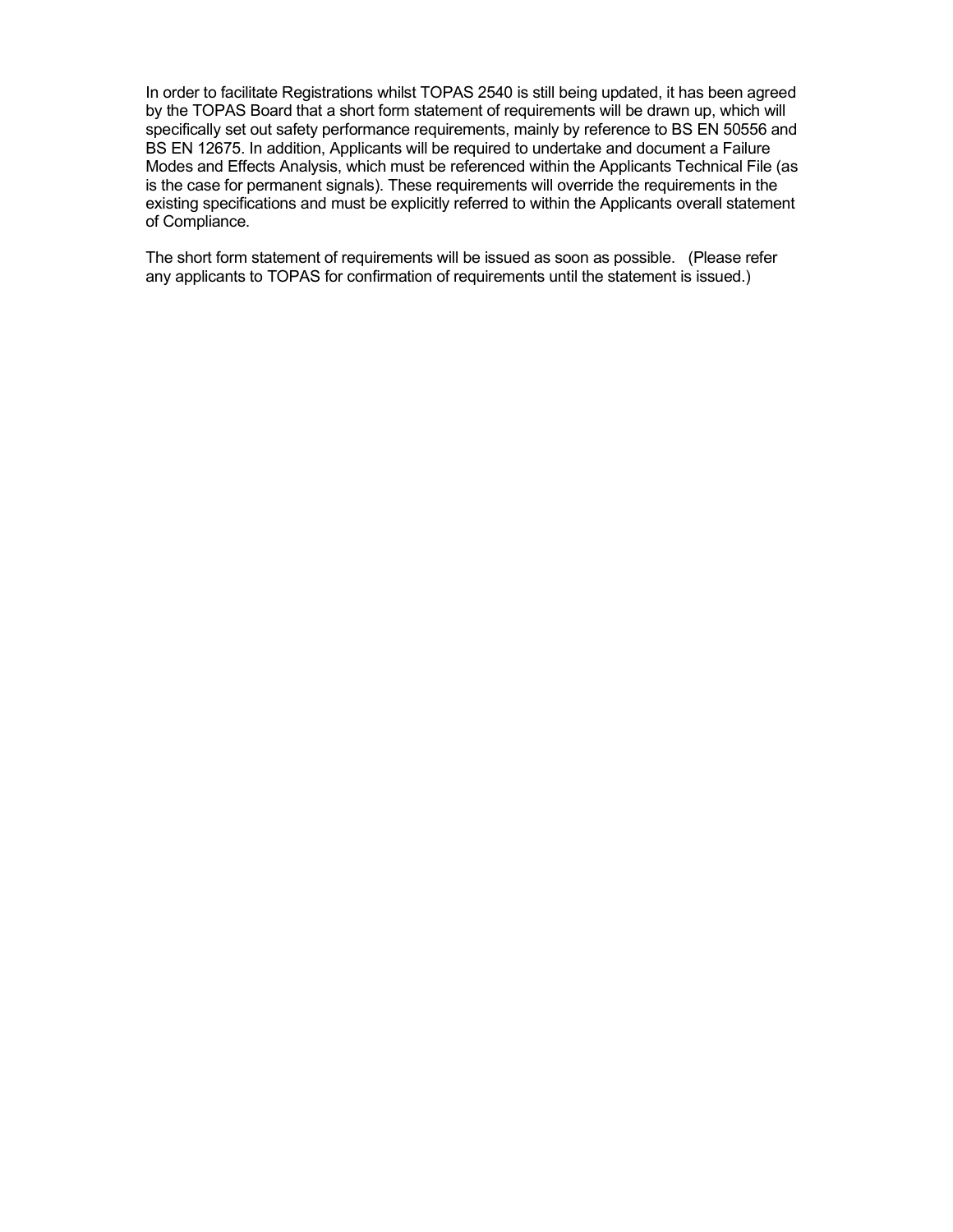In order to facilitate Registrations whilst TOPAS 2540 is still being updated, it has been agreed by the TOPAS Board that a short form statement of requirements will be drawn up, which will specifically set out safety performance requirements, mainly by reference to BS EN 50556 and BS EN 12675. In addition, Applicants will be required to undertake and document a Failure Modes and Effects Analysis, which must be referenced within the Applicants Technical File (as is the case for permanent signals). These requirements will override the requirements in the existing specifications and must be explicitly referred to within the Applicants overall statement of Compliance.

The short form statement of requirements will be issued as soon as possible. (Please refer any applicants to TOPAS for confirmation of requirements until the statement is issued.)